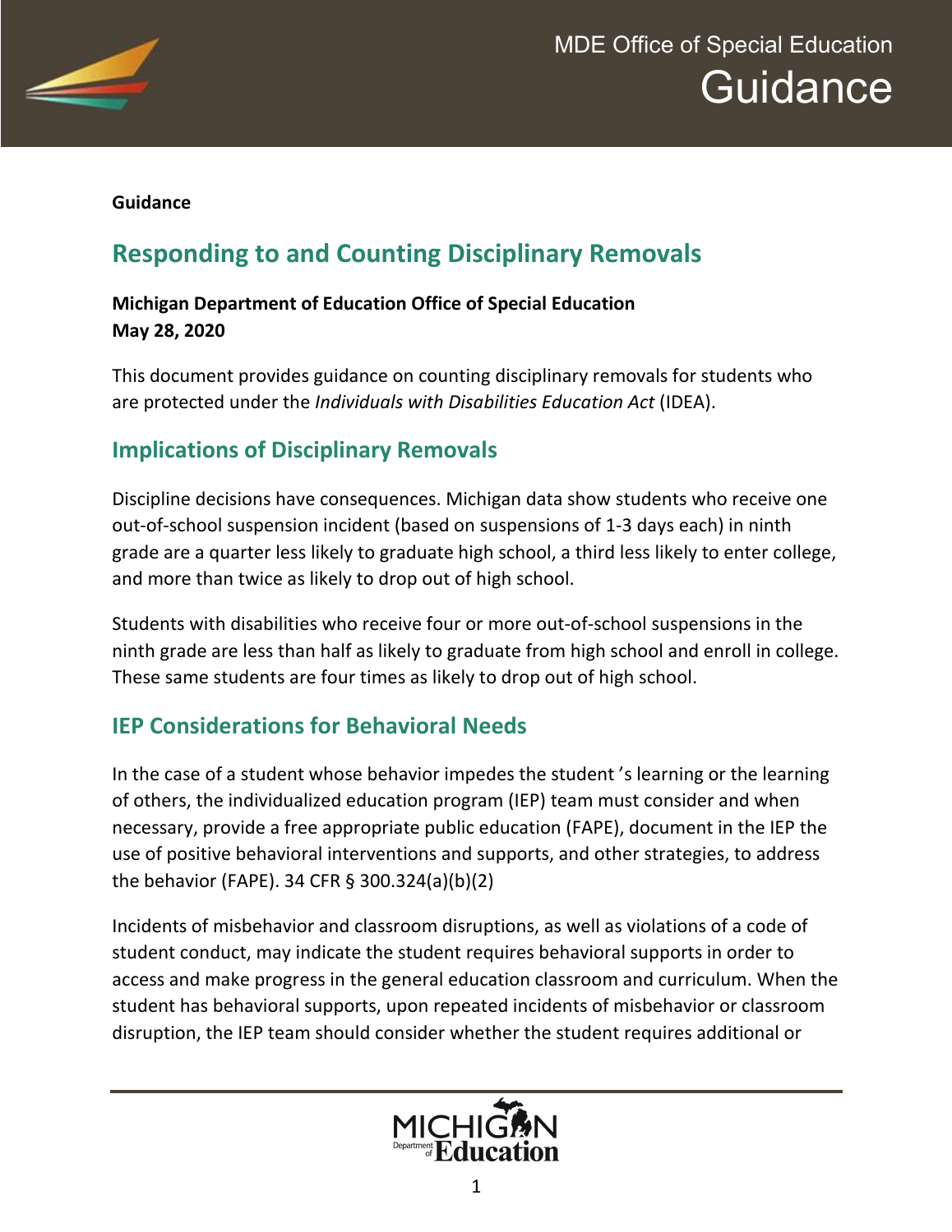**Guidance**

# Responding to and Counting Disciplinary Removals

**Michigan Department of Education Office of Special Education**
**May 28, 2020**

This document provides guidance on counting disciplinary removals for students who are protected under the *Individuals with Disabilities Education Act* (IDEA).

## Implications of Disciplinary Removals

Discipline decisions have consequences. Michigan data show students who receive one out-of-school suspension incident (based on suspensions of 1-3 days each) in ninth grade are a quarter less likely to graduate high school, a third less likely to enter college, and more than twice as likely to drop out of high school.

Students with disabilities who receive four or more out-of-school suspensions in the ninth grade are less than half as likely to graduate from high school and enroll in college. These same students are four times as likely to drop out of high school.

## IEP Considerations for Behavioral Needs

In the case of a student whose behavior impedes the student's learning or the learning of others, the individualized education program (IEP) team must consider and when necessary, provide a free appropriate public education (FAPE), document in the IEP the use of positive behavioral interventions and supports, and other strategies, to address the behavior (FAPE). 34 CFR § 300.324(a)(b)(2)

Incidents of misbehavior and classroom disruptions, as well as violations of a code of student conduct, may indicate the student requires behavioral supports in order to access and make progress in the general education classroom and curriculum. When the student has behavioral supports, upon repeated incidents of misbehavior or classroom disruption, the IEP team should consider whether the student requires additional or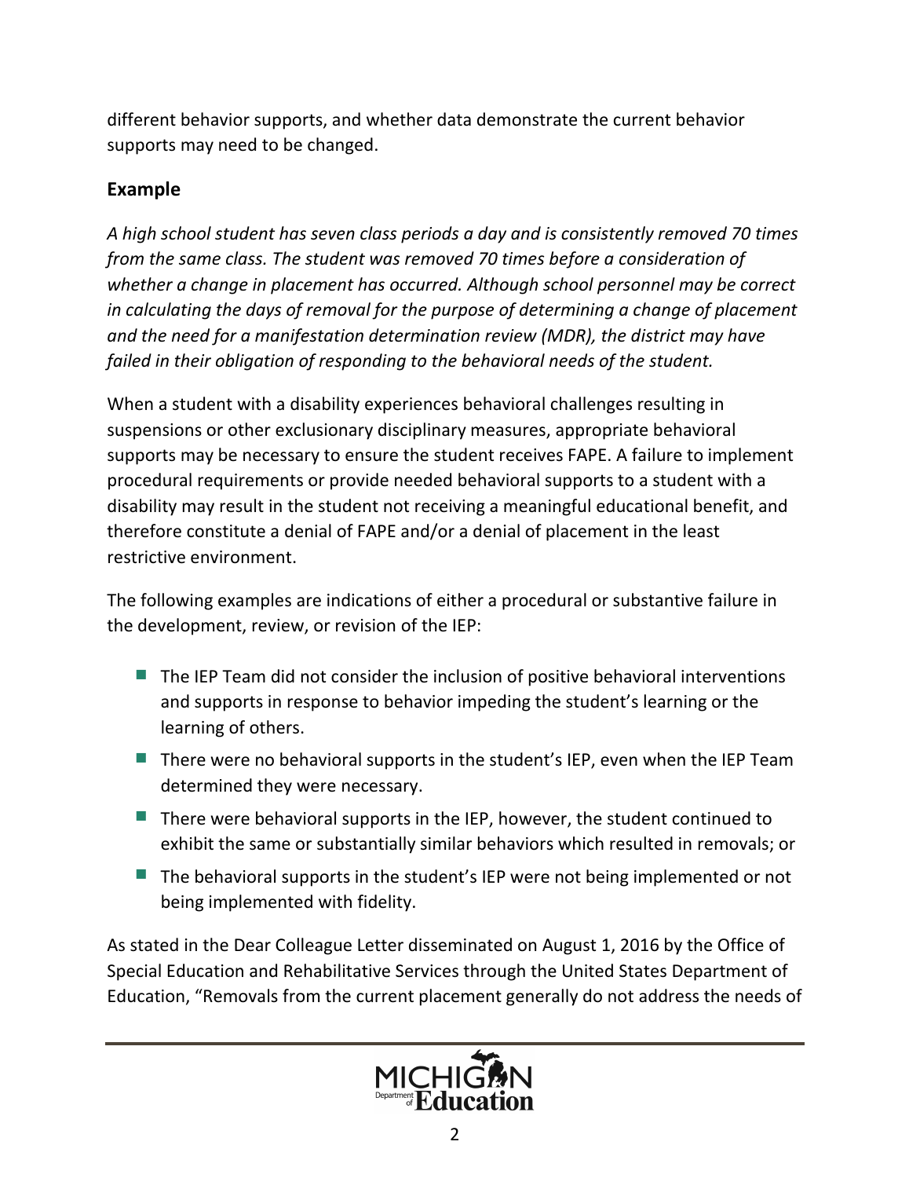different behavior supports, and whether data demonstrate the current behavior supports may need to be changed.

### Example

*A high school student has seven class periods a day and is consistently removed 70 times from the same class. The student was removed 70 times before a consideration of whether a change in placement has occurred. Although school personnel may be correct in calculating the days of removal for the purpose of determining a change of placement and the need for a manifestation determination review (MDR), the district may have failed in their obligation of responding to the behavioral needs of the student.*

When a student with a disability experiences behavioral challenges resulting in suspensions or other exclusionary disciplinary measures, appropriate behavioral supports may be necessary to ensure the student receives FAPE. A failure to implement procedural requirements or provide needed behavioral supports to a student with a disability may result in the student not receiving a meaningful educational benefit, and therefore constitute a denial of FAPE and/or a denial of placement in the least restrictive environment.

The following examples are indications of either a procedural or substantive failure in the development, review, or revision of the IEP:

- The IEP Team did not consider the inclusion of positive behavioral interventions and supports in response to behavior impeding the student's learning or the learning of others.
- There were no behavioral supports in the student's IEP, even when the IEP Team determined they were necessary.
- There were behavioral supports in the IEP, however, the student continued to exhibit the same or substantially similar behaviors which resulted in removals; or
- The behavioral supports in the student's IEP were not being implemented or not being implemented with fidelity.

As stated in the Dear Colleague Letter disseminated on August 1, 2016 by the Office of Special Education and Rehabilitative Services through the United States Department of Education, "Removals from the current placement generally do not address the needs of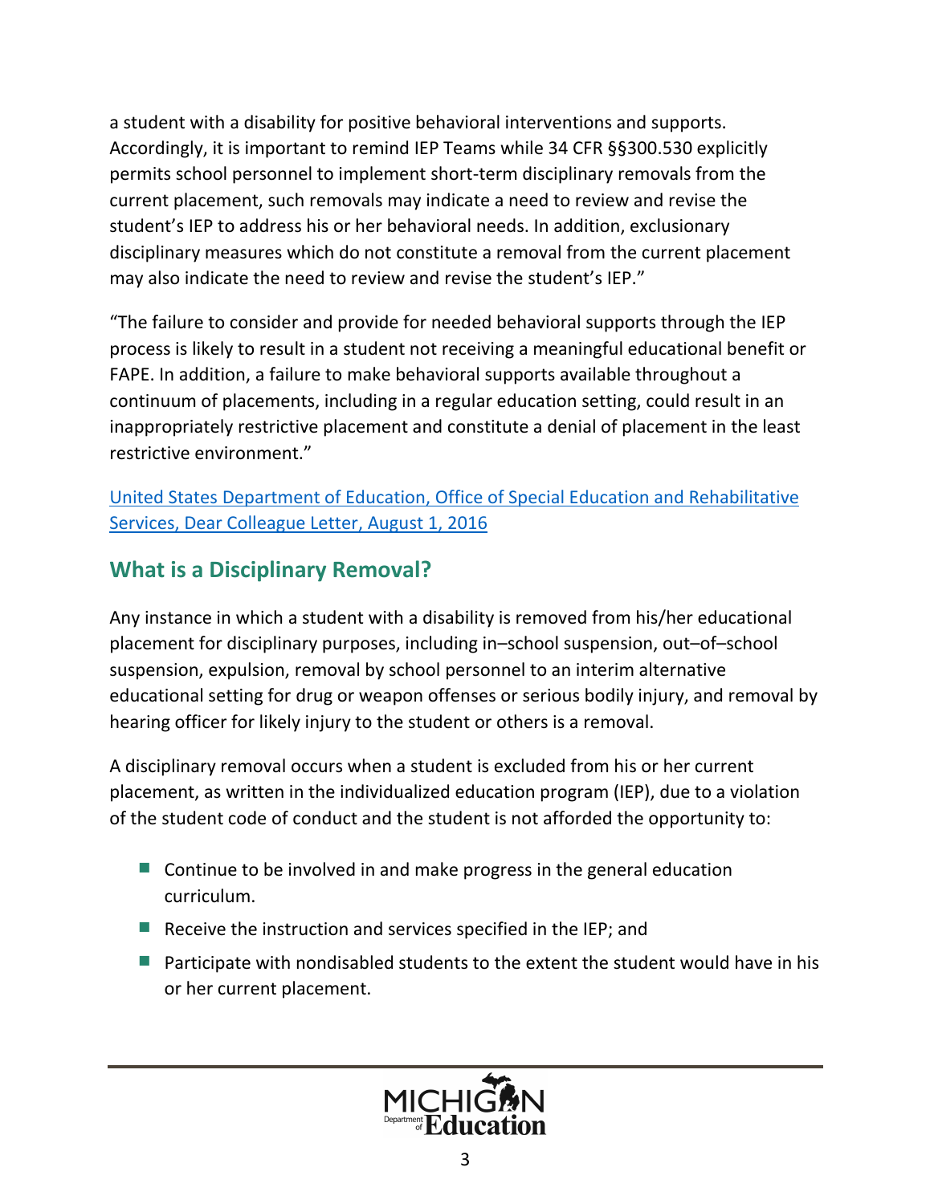a student with a disability for positive behavioral interventions and supports. Accordingly, it is important to remind IEP Teams while 34 CFR §§300.530 explicitly permits school personnel to implement short-term disciplinary removals from the current placement, such removals may indicate a need to review and revise the student's IEP to address his or her behavioral needs. In addition, exclusionary disciplinary measures which do not constitute a removal from the current placement may also indicate the need to review and revise the student's IEP."

"The failure to consider and provide for needed behavioral supports through the IEP process is likely to result in a student not receiving a meaningful educational benefit or FAPE. In addition, a failure to make behavioral supports available throughout a continuum of placements, including in a regular education setting, could result in an inappropriately restrictive placement and constitute a denial of placement in the least restrictive environment."

United States Department of Education, Office of Special Education and Rehabilitative Services, Dear Colleague Letter, August 1, 2016

## What is a Disciplinary Removal?

Any instance in which a student with a disability is removed from his/her educational placement for disciplinary purposes, including in–school suspension, out–of–school suspension, expulsion, removal by school personnel to an interim alternative educational setting for drug or weapon offenses or serious bodily injury, and removal by hearing officer for likely injury to the student or others is a removal.

A disciplinary removal occurs when a student is excluded from his or her current placement, as written in the individualized education program (IEP), due to a violation of the student code of conduct and the student is not afforded the opportunity to:

- Continue to be involved in and make progress in the general education curriculum.
- Receive the instruction and services specified in the IEP; and
- Participate with nondisabled students to the extent the student would have in his or her current placement.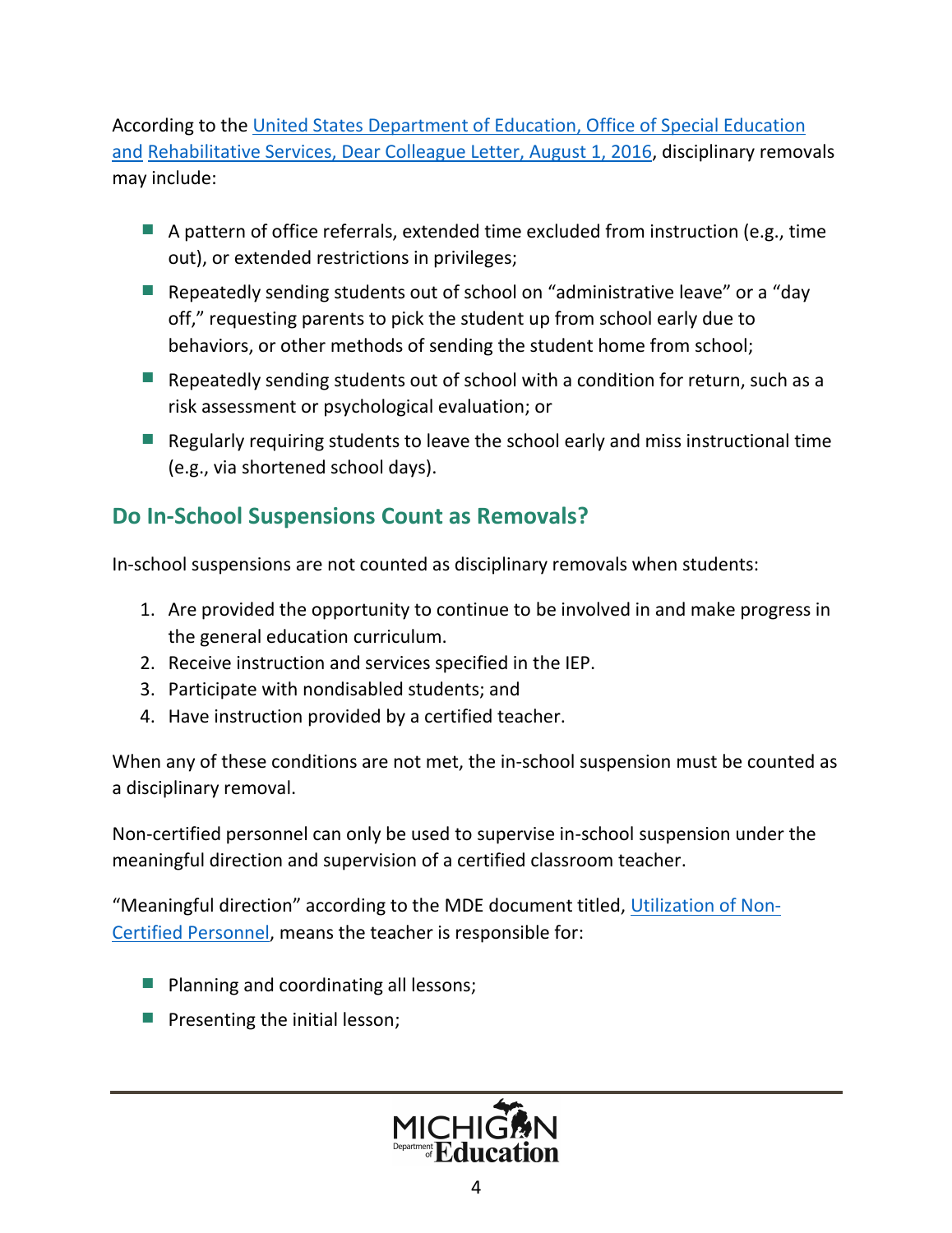According to the United States Department of Education, Office of Special Education and Rehabilitative Services, Dear Colleague Letter, August 1, 2016, disciplinary removals may include:

- A pattern of office referrals, extended time excluded from instruction (e.g., time out), or extended restrictions in privileges;
- Repeatedly sending students out of school on "administrative leave" or a "day off," requesting parents to pick the student up from school early due to behaviors, or other methods of sending the student home from school;
- Repeatedly sending students out of school with a condition for return, such as a risk assessment or psychological evaluation; or
- Regularly requiring students to leave the school early and miss instructional time (e.g., via shortened school days).

## Do In-School Suspensions Count as Removals?

In-school suspensions are not counted as disciplinary removals when students:

1. Are provided the opportunity to continue to be involved in and make progress in the general education curriculum.
2. Receive instruction and services specified in the IEP.
3. Participate with nondisabled students; and
4. Have instruction provided by a certified teacher.

When any of these conditions are not met, the in-school suspension must be counted as a disciplinary removal.

Non-certified personnel can only be used to supervise in-school suspension under the meaningful direction and supervision of a certified classroom teacher.

"Meaningful direction" according to the MDE document titled, Utilization of Non-Certified Personnel, means the teacher is responsible for:

- Planning and coordinating all lessons;
- Presenting the initial lesson;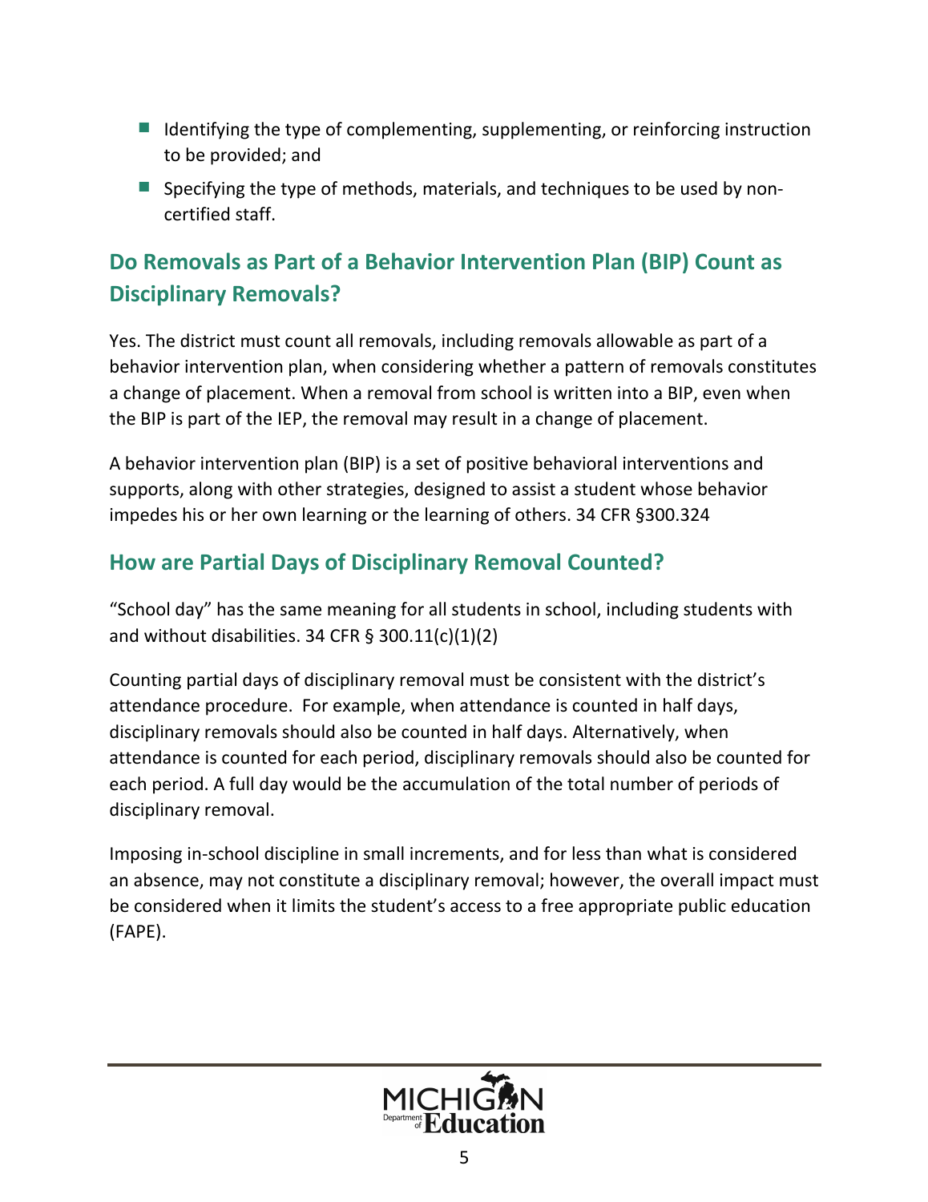- Identifying the type of complementing, supplementing, or reinforcing instruction to be provided; and
- Specifying the type of methods, materials, and techniques to be used by non-certified staff.

## Do Removals as Part of a Behavior Intervention Plan (BIP) Count as Disciplinary Removals?

Yes. The district must count all removals, including removals allowable as part of a behavior intervention plan, when considering whether a pattern of removals constitutes a change of placement. When a removal from school is written into a BIP, even when the BIP is part of the IEP, the removal may result in a change of placement.

A behavior intervention plan (BIP) is a set of positive behavioral interventions and supports, along with other strategies, designed to assist a student whose behavior impedes his or her own learning or the learning of others. 34 CFR §300.324

## How are Partial Days of Disciplinary Removal Counted?

"School day" has the same meaning for all students in school, including students with and without disabilities. 34 CFR § 300.11(c)(1)(2)

Counting partial days of disciplinary removal must be consistent with the district's attendance procedure. For example, when attendance is counted in half days, disciplinary removals should also be counted in half days. Alternatively, when attendance is counted for each period, disciplinary removals should also be counted for each period. A full day would be the accumulation of the total number of periods of disciplinary removal.

Imposing in-school discipline in small increments, and for less than what is considered an absence, may not constitute a disciplinary removal; however, the overall impact must be considered when it limits the student's access to a free appropriate public education (FAPE).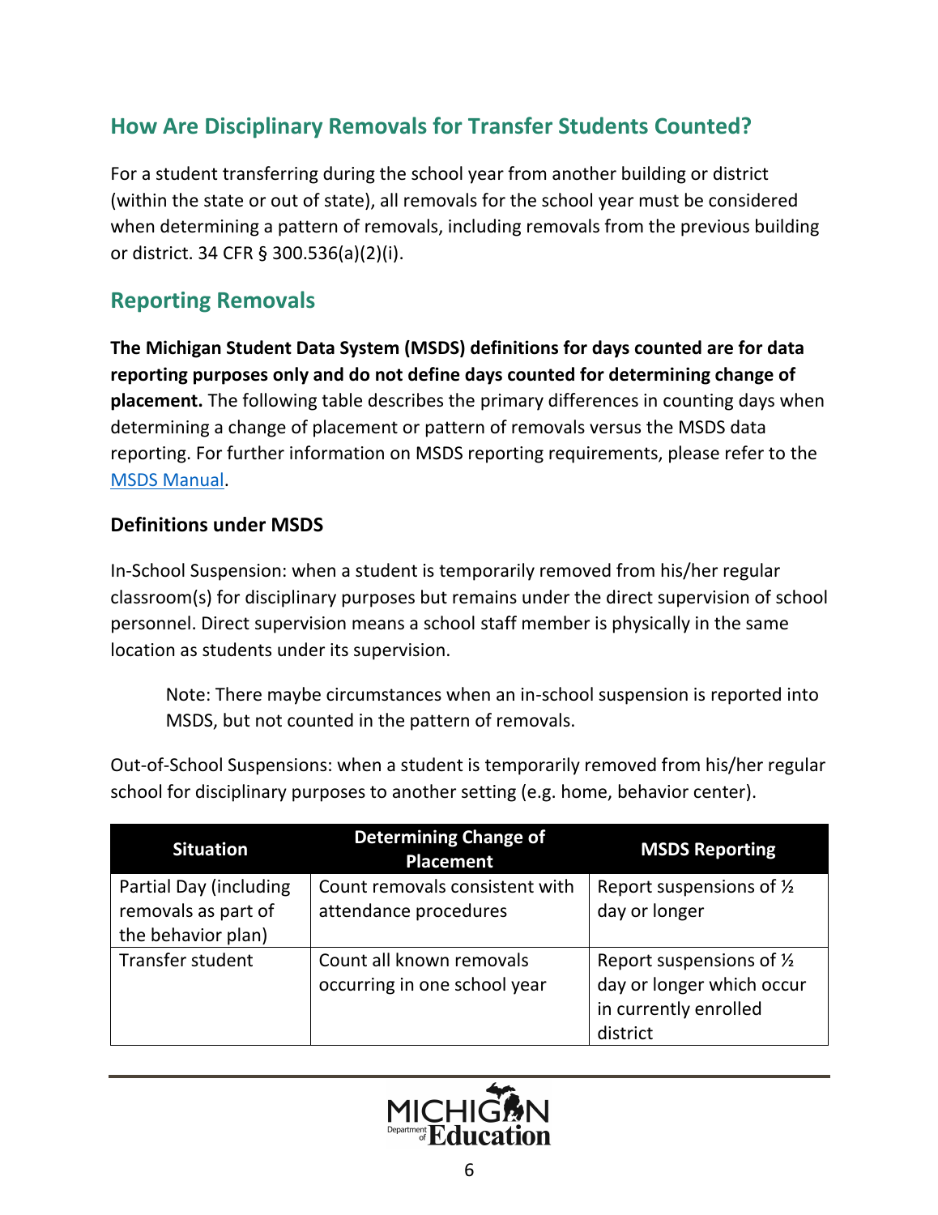## How Are Disciplinary Removals for Transfer Students Counted?

For a student transferring during the school year from another building or district (within the state or out of state), all removals for the school year must be considered when determining a pattern of removals, including removals from the previous building or district. 34 CFR § 300.536(a)(2)(i).

## Reporting Removals

**The Michigan Student Data System (MSDS) definitions for days counted are for data reporting purposes only and do not define days counted for determining change of placement.** The following table describes the primary differences in counting days when determining a change of placement or pattern of removals versus the MSDS data reporting. For further information on MSDS reporting requirements, please refer to the [MSDS Manual](MSDS Manual).

### Definitions under MSDS

In-School Suspension: when a student is temporarily removed from his/her regular classroom(s) for disciplinary purposes but remains under the direct supervision of school personnel. Direct supervision means a school staff member is physically in the same location as students under its supervision.

> Note: There maybe circumstances when an in-school suspension is reported into MSDS, but not counted in the pattern of removals.

Out-of-School Suspensions: when a student is temporarily removed from his/her regular school for disciplinary purposes to another setting (e.g. home, behavior center).

| Situation | Determining Change of Placement | MSDS Reporting |
|---|---|---|
| Partial Day (including removals as part of the behavior plan) | Count removals consistent with attendance procedures | Report suspensions of ½ day or longer |
| Transfer student | Count all known removals occurring in one school year | Report suspensions of ½ day or longer which occur in currently enrolled district |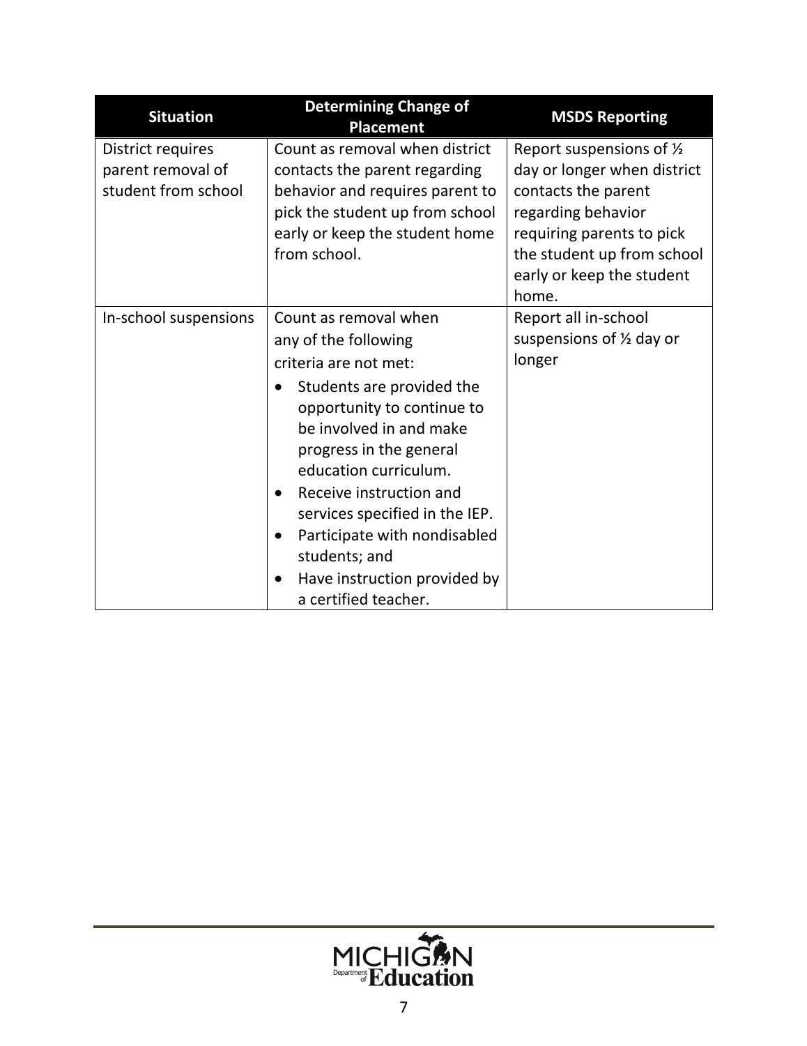| Situation | Determining Change of Placement | MSDS Reporting |
|---|---|---|
| District requires parent removal of student from school | Count as removal when district contacts the parent regarding behavior and requires parent to pick the student up from school early or keep the student home from school. | Report suspensions of ½ day or longer when district contacts the parent regarding behavior requiring parents to pick the student up from school early or keep the student home. |
| In-school suspensions | Count as removal when any of the following criteria are not met:<br>• Students are provided the opportunity to continue to be involved in and make progress in the general education curriculum.<br>• Receive instruction and services specified in the IEP.<br>• Participate with nondisabled students; and<br>• Have instruction provided by a certified teacher. | Report all in-school suspensions of ½ day or longer |